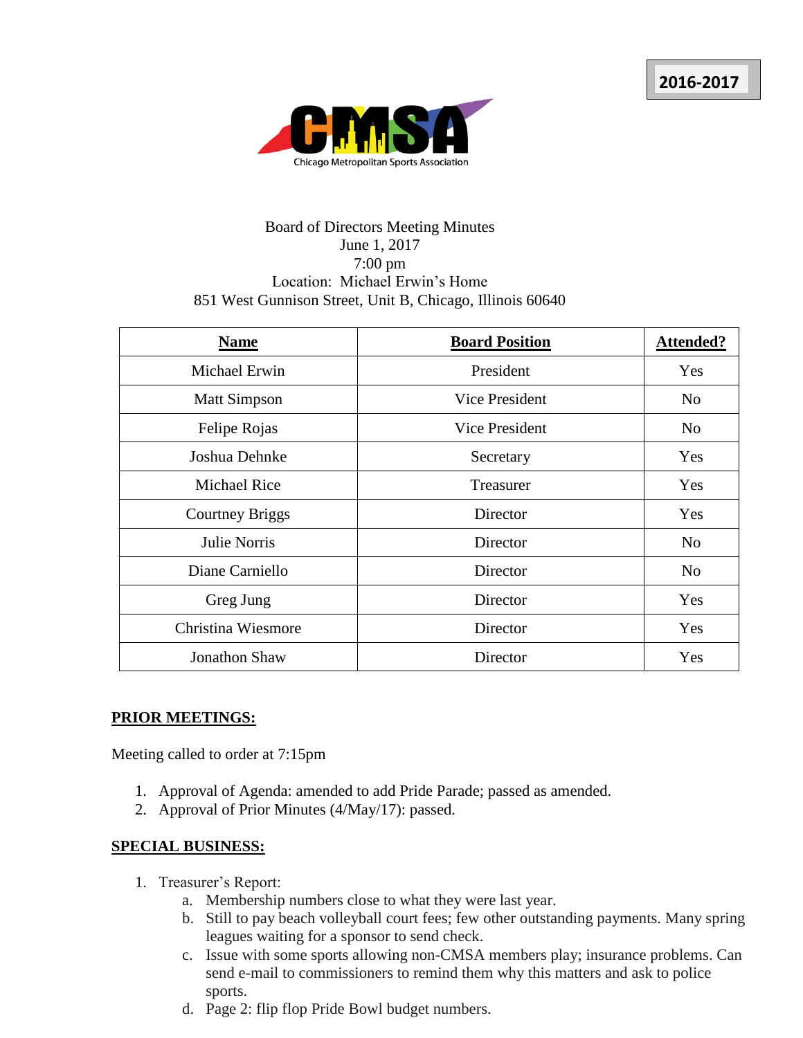**2016-2017**

Chicago Metropolitan Sports Association

Board of Directors Meeting Minutes
June 1, 2017
7:00 pm
Location: Michael Erwin's Home
851 West Gunnison Street, Unit B, Chicago, Illinois 60640

| Name | Board Position | Attended? |
|---|---|---|
| Michael Erwin | President | Yes |
| Matt Simpson | Vice President | No |
| Felipe Rojas | Vice President | No |
| Joshua Dehnke | Secretary | Yes |
| Michael Rice | Treasurer | Yes |
| Courtney Briggs | Director | Yes |
| Julie Norris | Director | No |
| Diane Carniello | Director | No |
| Greg Jung | Director | Yes |
| Christina Wiesmore | Director | Yes |
| Jonathon Shaw | Director | Yes |

## PRIOR MEETINGS:

Meeting called to order at 7:15pm

1. Approval of Agenda: amended to add Pride Parade; passed as amended.
2. Approval of Prior Minutes (4/May/17): passed.

## SPECIAL BUSINESS:

1. Treasurer's Report:
   a. Membership numbers close to what they were last year.
   b. Still to pay beach volleyball court fees; few other outstanding payments. Many spring leagues waiting for a sponsor to send check.
   c. Issue with some sports allowing non-CMSA members play; insurance problems. Can send e-mail to commissioners to remind them why this matters and ask to police sports.
   d. Page 2: flip flop Pride Bowl budget numbers.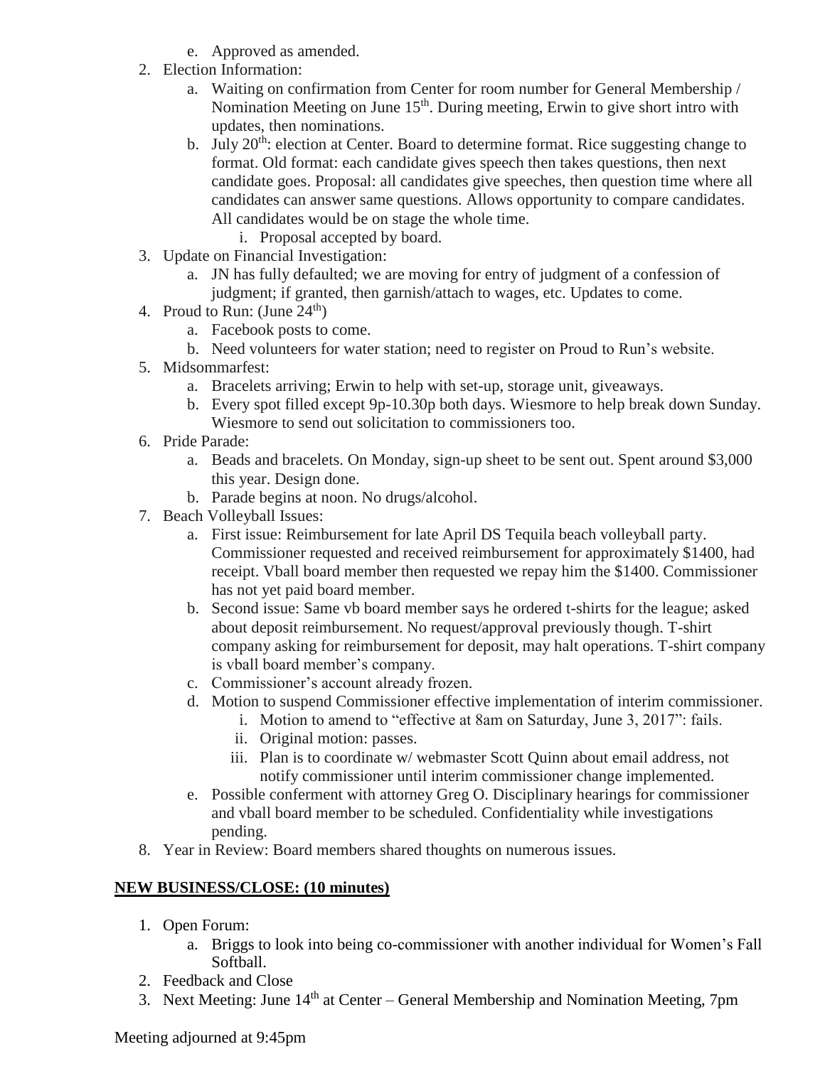e. Approved as amended.

2. Election Information:
   a. Waiting on confirmation from Center for room number for General Membership / Nomination Meeting on June 15th. During meeting, Erwin to give short intro with updates, then nominations.
   b. July 20th: election at Center. Board to determine format. Rice suggesting change to format. Old format: each candidate gives speech then takes questions, then next candidate goes. Proposal: all candidates give speeches, then question time where all candidates can answer same questions. Allows opportunity to compare candidates. All candidates would be on stage the whole time.
      i. Proposal accepted by board.
3. Update on Financial Investigation:
   a. JN has fully defaulted; we are moving for entry of judgment of a confession of judgment; if granted, then garnish/attach to wages, etc. Updates to come.
4. Proud to Run: (June 24th)
   a. Facebook posts to come.
   b. Need volunteers for water station; need to register on Proud to Run's website.
5. Midsommarfest:
   a. Bracelets arriving; Erwin to help with set-up, storage unit, giveaways.
   b. Every spot filled except 9p-10.30p both days. Wiesmore to help break down Sunday. Wiesmore to send out solicitation to commissioners too.
6. Pride Parade:
   a. Beads and bracelets. On Monday, sign-up sheet to be sent out. Spent around $3,000 this year. Design done.
   b. Parade begins at noon. No drugs/alcohol.
7. Beach Volleyball Issues:
   a. First issue: Reimbursement for late April DS Tequila beach volleyball party. Commissioner requested and received reimbursement for approximately $1400, had receipt. Vball board member then requested we repay him the $1400. Commissioner has not yet paid board member.
   b. Second issue: Same vb board member says he ordered t-shirts for the league; asked about deposit reimbursement. No request/approval previously though. T-shirt company asking for reimbursement for deposit, may halt operations. T-shirt company is vball board member's company.
   c. Commissioner's account already frozen.
   d. Motion to suspend Commissioner effective implementation of interim commissioner.
      i. Motion to amend to "effective at 8am on Saturday, June 3, 2017": fails.
      ii. Original motion: passes.
      iii. Plan is to coordinate w/ webmaster Scott Quinn about email address, not notify commissioner until interim commissioner change implemented.
   e. Possible conferment with attorney Greg O. Disciplinary hearings for commissioner and vball board member to be scheduled. Confidentiality while investigations pending.
8. Year in Review: Board members shared thoughts on numerous issues.

**NEW BUSINESS/CLOSE: (10 minutes)**

1. Open Forum:
   a. Briggs to look into being co-commissioner with another individual for Women's Fall Softball.
2. Feedback and Close
3. Next Meeting: June 14th at Center – General Membership and Nomination Meeting, 7pm

Meeting adjourned at 9:45pm